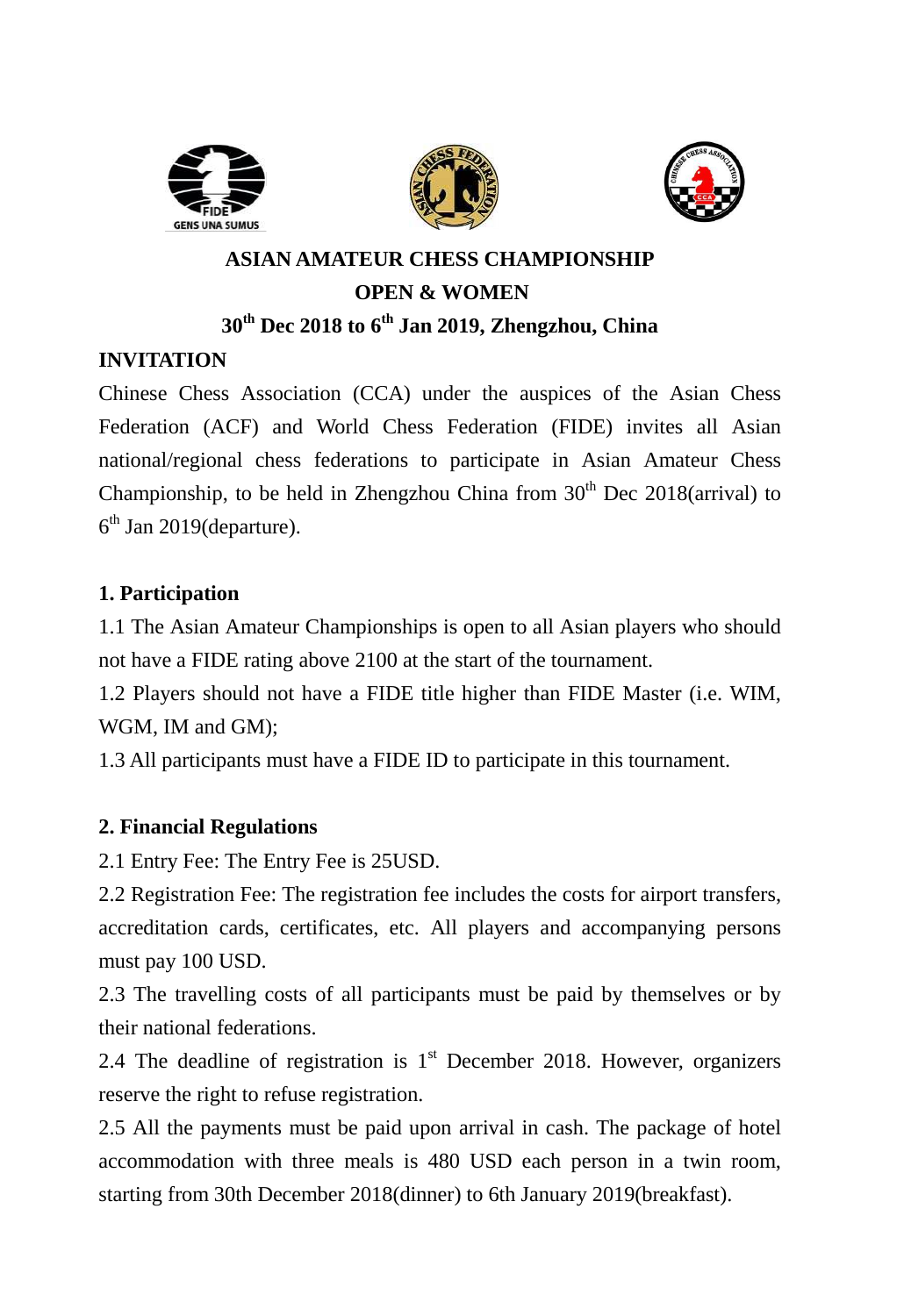# ASIAN AMATEUR CHESS CHAMPIONSHIP

## OPEN & WOMEN

### 30th Dec 2018 to 6th Jan 2019, Zhengzhou, China

**INVITATION**

Chinese Chess Association (CCA) under the auspices of the Asian Chess Federation (ACF) and World Chess Federation (FIDE) invites all Asian national/regional chess federations to participate in Asian Amateur Chess Championship, to be held in Zhengzhou China from 30th Dec 2018(arrival) to 6th Jan 2019(departure).

**1. Participation**

1.1 The Asian Amateur Championships is open to all Asian players who should not have a FIDE rating above 2100 at the start of the tournament.

1.2 Players should not have a FIDE title higher than FIDE Master (i.e. WIM, WGM, IM and GM);

1.3 All participants must have a FIDE ID to participate in this tournament.

**2. Financial Regulations**

2.1 Entry Fee: The Entry Fee is 25USD.

2.2 Registration Fee: The registration fee includes the costs for airport transfers, accreditation cards, certificates, etc. All players and accompanying persons must pay 100 USD.

2.3 The travelling costs of all participants must be paid by themselves or by their national federations.

2.4 The deadline of registration is 1st December 2018. However, organizers reserve the right to refuse registration.

2.5 All the payments must be paid upon arrival in cash. The package of hotel accommodation with three meals is 480 USD each person in a twin room, starting from 30th December 2018(dinner) to 6th January 2019(breakfast).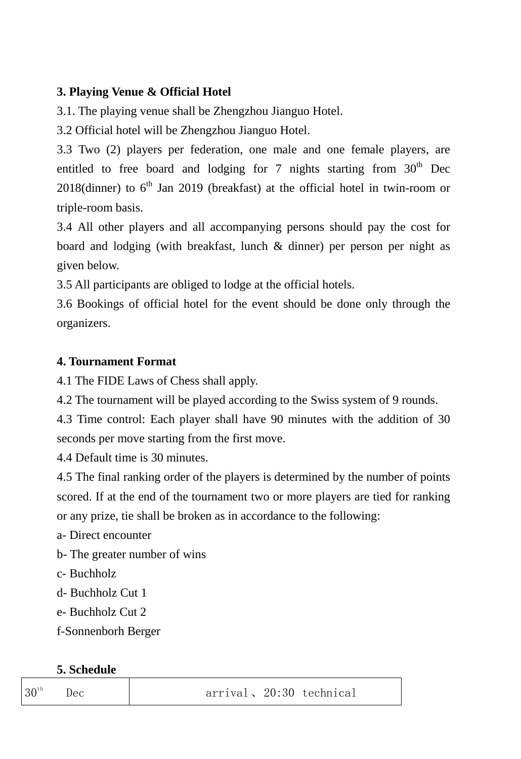**3. Playing Venue & Official Hotel**

3.1. The playing venue shall be Zhengzhou Jianguo Hotel.

3.2 Official hotel will be Zhengzhou Jianguo Hotel.

3.3 Two (2) players per federation, one male and one female players, are entitled to free board and lodging for 7 nights starting from 30th Dec 2018(dinner) to 6th Jan 2019 (breakfast) at the official hotel in twin-room or triple-room basis.

3.4 All other players and all accompanying persons should pay the cost for board and lodging (with breakfast, lunch & dinner) per person per night as given below.

3.5 All participants are obliged to lodge at the official hotels.

3.6 Bookings of official hotel for the event should be done only through the organizers.

**4. Tournament Format**

4.1 The FIDE Laws of Chess shall apply.

4.2 The tournament will be played according to the Swiss system of 9 rounds.

4.3 Time control: Each player shall have 90 minutes with the addition of 30 seconds per move starting from the first move.

4.4 Default time is 30 minutes.

4.5 The final ranking order of the players is determined by the number of points scored. If at the end of the tournament two or more players are tied for ranking or any prize, tie shall be broken as in accordance to the following:

a- Direct encounter

b- The greater number of wins

c- Buchholz

d- Buchholz Cut 1

e- Buchholz Cut 2

f-Sonnenborh Berger

**5. Schedule**

| 30th Dec | arrival、20:30 technical |
|---|---|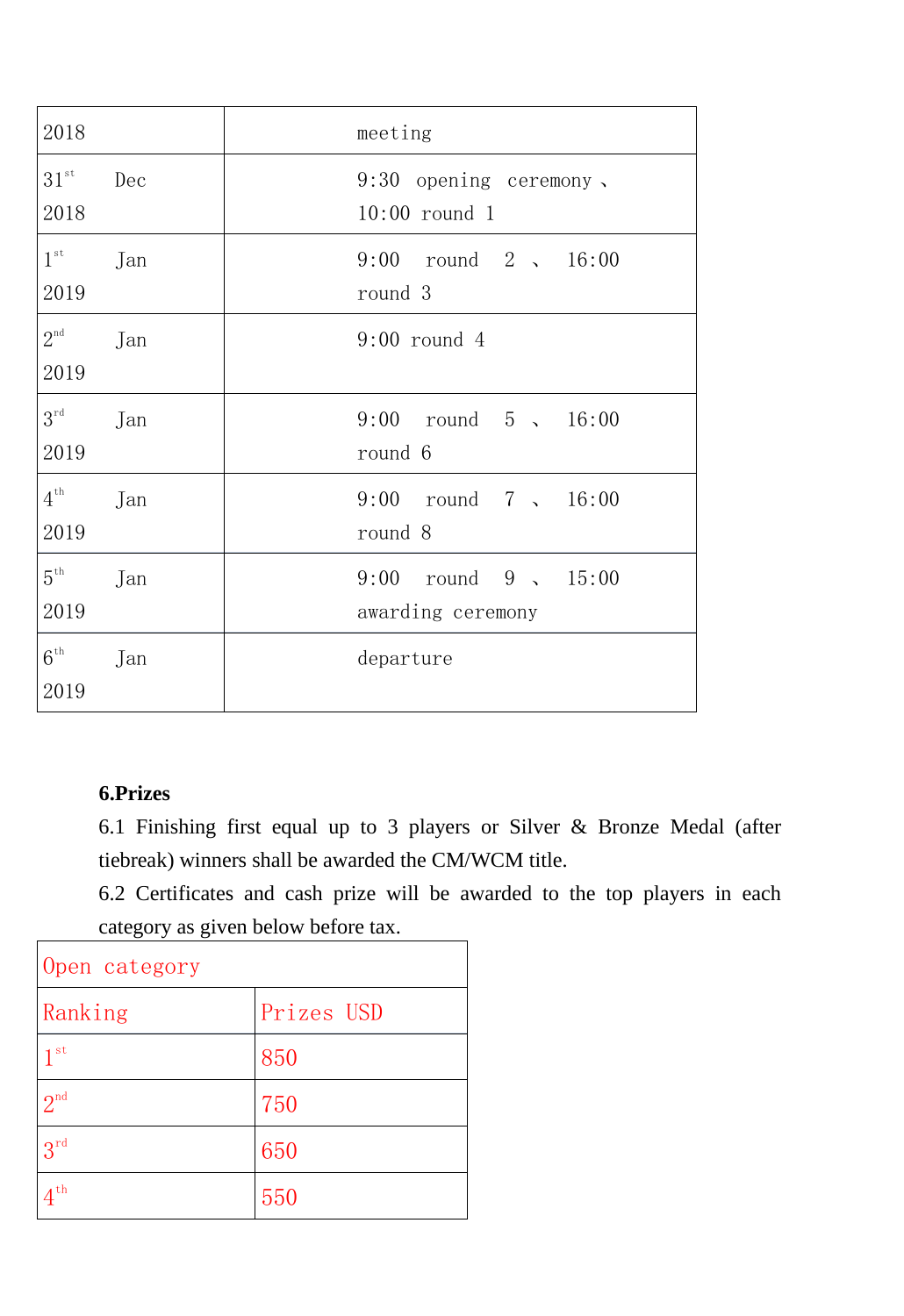| | |
|---|---|
| 2018 | meeting |
| 31st Dec 2018 | 9:30 opening ceremony、10:00 round 1 |
| 1st Jan 2019 | 9:00 round 2 、 16:00 round 3 |
| 2nd Jan 2019 | 9:00 round 4 |
| 3rd Jan 2019 | 9:00 round 5 、 16:00 round 6 |
| 4th Jan 2019 | 9:00 round 7 、 16:00 round 8 |
| 5th Jan 2019 | 9:00 round 9 、 15:00 awarding ceremony |
| 6th Jan 2019 | departure |

**6.Prizes**

6.1 Finishing first equal up to 3 players or Silver & Bronze Medal (after tiebreak) winners shall be awarded the CM/WCM title.

6.2 Certificates and cash prize will be awarded to the top players in each category as given below before tax.

| Open category | |
|---|---|
| Ranking | Prizes USD |
| 1st | 850 |
| 2nd | 750 |
| 3rd | 650 |
| 4th | 550 |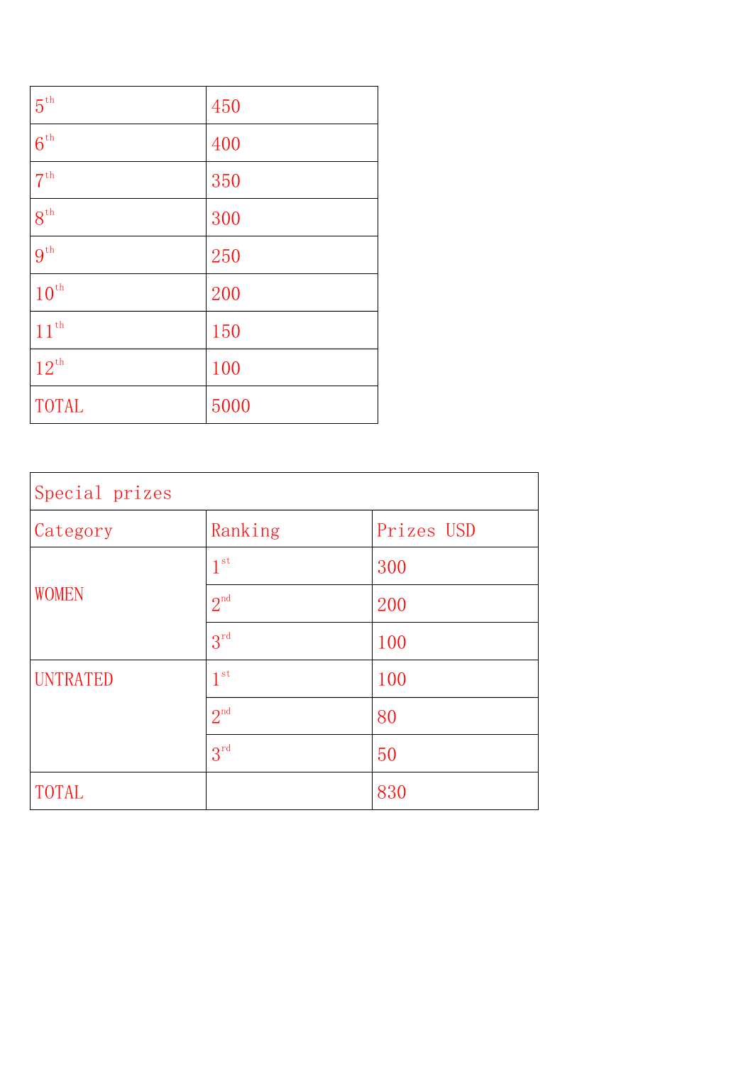| | |
|---|---|
| 5th | 450 |
| 6th | 400 |
| 7th | 350 |
| 8th | 300 |
| 9th | 250 |
| 10th | 200 |
| 11th | 150 |
| 12th | 100 |
| TOTAL | 5000 |

| Special prizes | | |
|---|---|---|
| Category | Ranking | Prizes USD |
| WOMEN | 1st | 300 |
| | 2nd | 200 |
| | 3rd | 100 |
| UNTRATED | 1st | 100 |
| | 2nd | 80 |
| | 3rd | 50 |
| TOTAL | | 830 |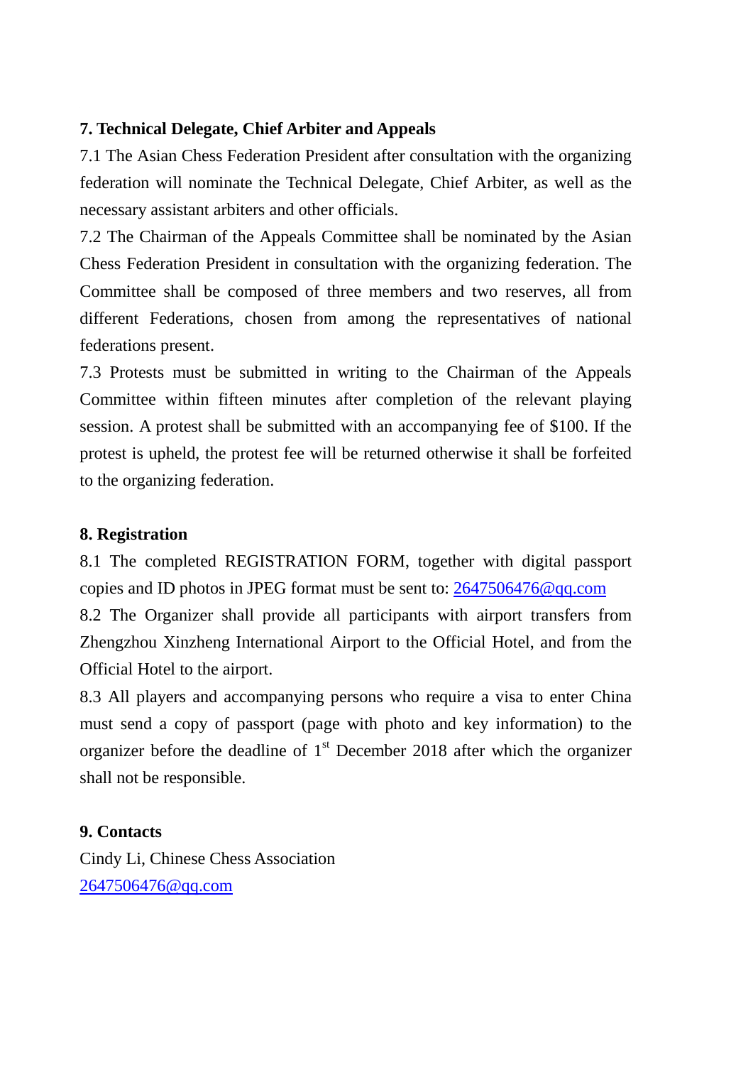## 7. Technical Delegate, Chief Arbiter and Appeals

7.1 The Asian Chess Federation President after consultation with the organizing federation will nominate the Technical Delegate, Chief Arbiter, as well as the necessary assistant arbiters and other officials.

7.2 The Chairman of the Appeals Committee shall be nominated by the Asian Chess Federation President in consultation with the organizing federation. The Committee shall be composed of three members and two reserves, all from different Federations, chosen from among the representatives of national federations present.

7.3 Protests must be submitted in writing to the Chairman of the Appeals Committee within fifteen minutes after completion of the relevant playing session. A protest shall be submitted with an accompanying fee of $100. If the protest is upheld, the protest fee will be returned otherwise it shall be forfeited to the organizing federation.

## 8. Registration

8.1 The completed REGISTRATION FORM, together with digital passport copies and ID photos in JPEG format must be sent to: 2647506476@qq.com

8.2 The Organizer shall provide all participants with airport transfers from Zhengzhou Xinzheng International Airport to the Official Hotel, and from the Official Hotel to the airport.

8.3 All players and accompanying persons who require a visa to enter China must send a copy of passport (page with photo and key information) to the organizer before the deadline of 1st December 2018 after which the organizer shall not be responsible.

## 9. Contacts

Cindy Li, Chinese Chess Association

2647506476@qq.com